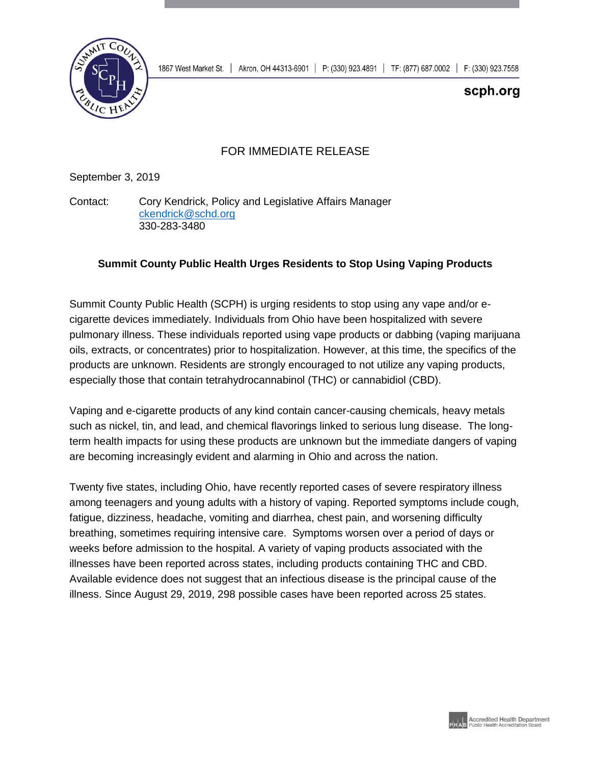1867 West Market St. | Akron, OH 44313-6901 | P: (330) 923.4891 | TF: (877) 687.0002 | F: (330) 923.7558

**scph.org**

FOR IMMEDIATE RELEASE

September 3, 2019

Contact: Cory Kendrick, Policy and Legislative Affairs Manager
ckendrick@schd.org
330-283-3480

**Summit County Public Health Urges Residents to Stop Using Vaping Products**

Summit County Public Health (SCPH) is urging residents to stop using any vape and/or e-cigarette devices immediately. Individuals from Ohio have been hospitalized with severe pulmonary illness. These individuals reported using vape products or dabbing (vaping marijuana oils, extracts, or concentrates) prior to hospitalization. However, at this time, the specifics of the products are unknown. Residents are strongly encouraged to not utilize any vaping products, especially those that contain tetrahydrocannabinol (THC) or cannabidiol (CBD).

Vaping and e-cigarette products of any kind contain cancer-causing chemicals, heavy metals such as nickel, tin, and lead, and chemical flavorings linked to serious lung disease. The long-term health impacts for using these products are unknown but the immediate dangers of vaping are becoming increasingly evident and alarming in Ohio and across the nation.

Twenty five states, including Ohio, have recently reported cases of severe respiratory illness among teenagers and young adults with a history of vaping. Reported symptoms include cough, fatigue, dizziness, headache, vomiting and diarrhea, chest pain, and worsening difficulty breathing, sometimes requiring intensive care. Symptoms worsen over a period of days or weeks before admission to the hospital. A variety of vaping products associated with the illnesses have been reported across states, including products containing THC and CBD. Available evidence does not suggest that an infectious disease is the principal cause of the illness. Since August 29, 2019, 298 possible cases have been reported across 25 states.

Accredited Health Department
Public Health Accreditation Board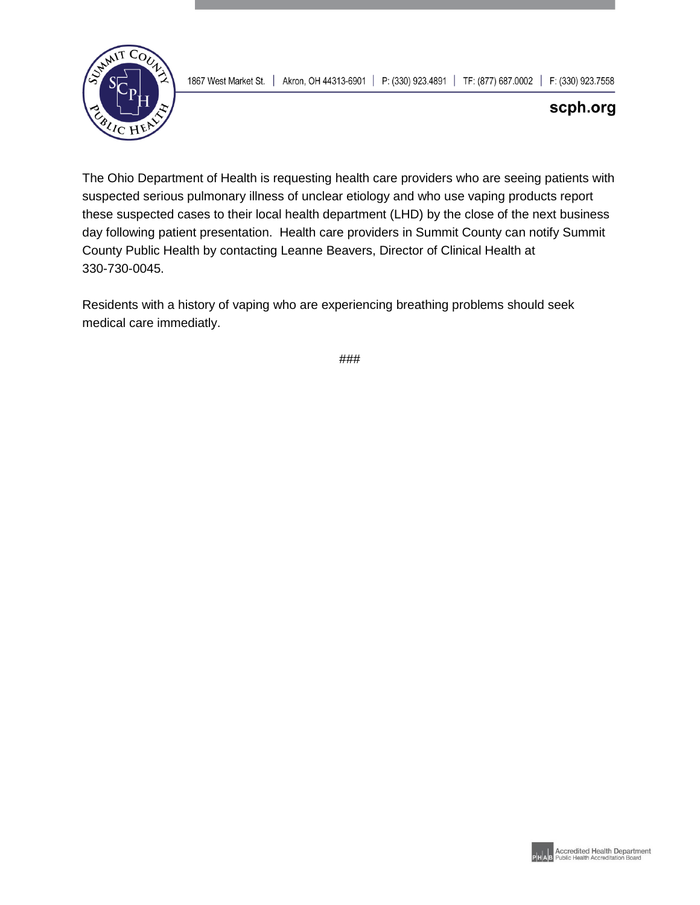The Ohio Department of Health is requesting health care providers who are seeing patients with suspected serious pulmonary illness of unclear etiology and who use vaping products report these suspected cases to their local health department (LHD) by the close of the next business day following patient presentation. Health care providers in Summit County can notify Summit County Public Health by contacting Leanne Beavers, Director of Clinical Health at 330-730-0045.

Residents with a history of vaping who are experiencing breathing problems should seek medical care immediatly.

###